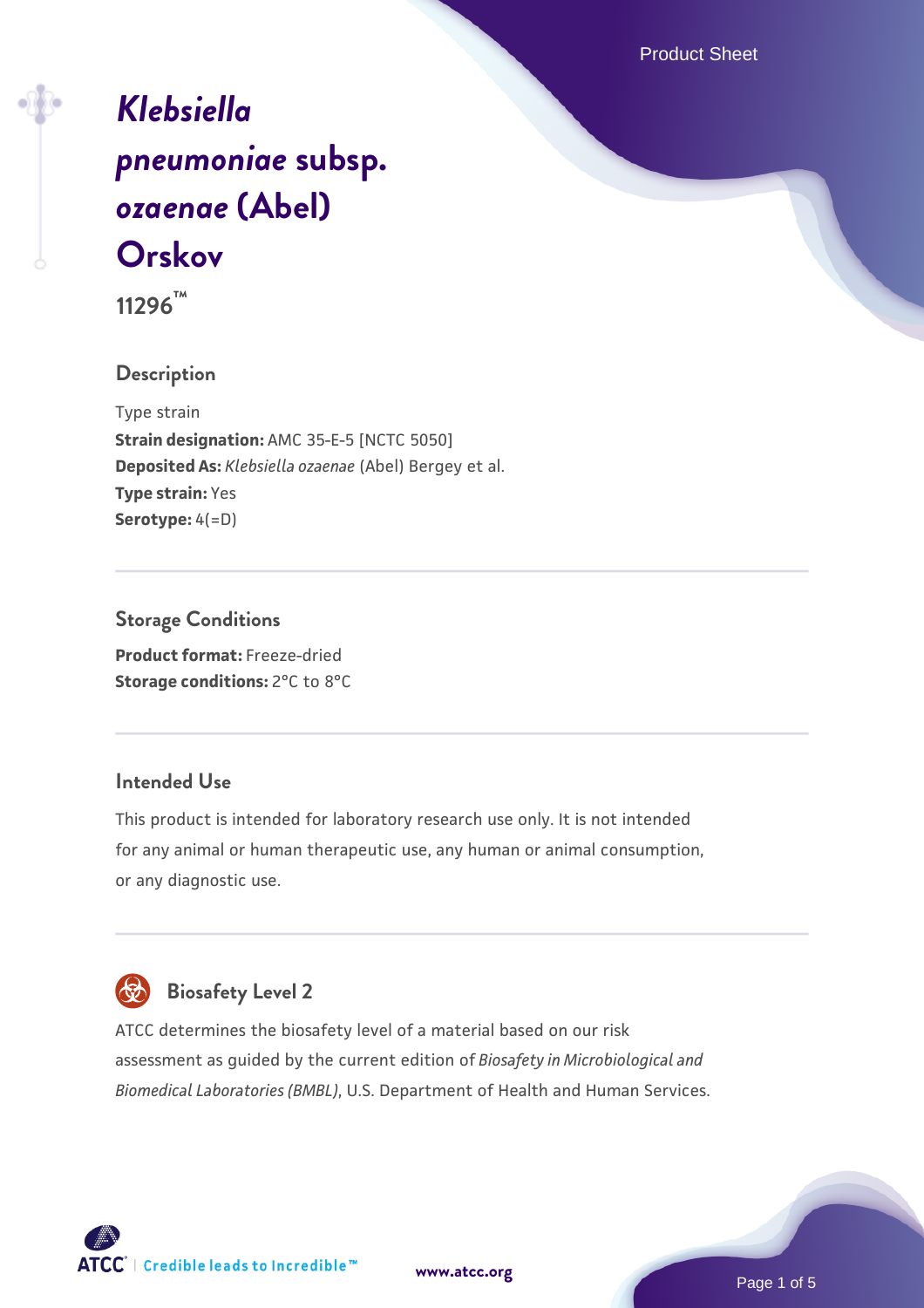# *Klebsiella pneumoniae* subsp. *ozaenae* (Abel) Orskov

**11296™**

## Description

Type strain
**Strain designation:** AMC 35-E-5 [NCTC 5050]
**Deposited As:** *Klebsiella ozaenae* (Abel) Bergey et al.
**Type strain:** Yes
**Serotype:** 4(=D)

## Storage Conditions

**Product format:** Freeze-dried
**Storage conditions:** 2°C to 8°C

## Intended Use

This product is intended for laboratory research use only. It is not intended for any animal or human therapeutic use, any human or animal consumption, or any diagnostic use.

## Biosafety Level 2

ATCC determines the biosafety level of a material based on our risk assessment as guided by the current edition of *Biosafety in Microbiological and Biomedical Laboratories (BMBL)*, U.S. Department of Health and Human Services.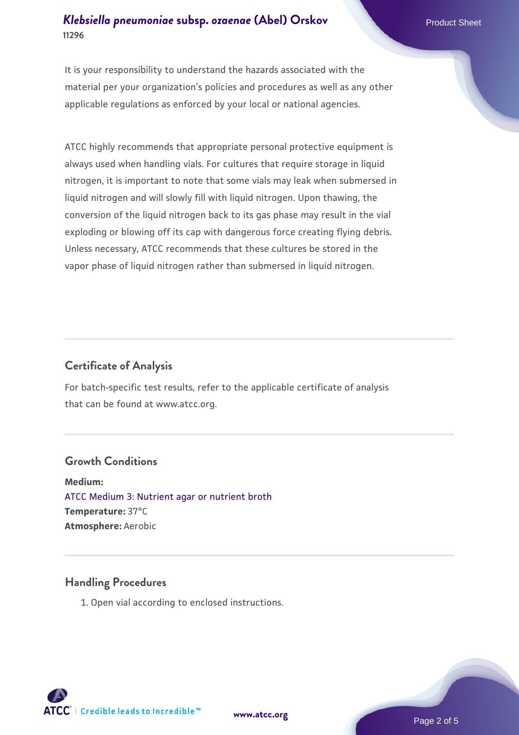It is your responsibility to understand the hazards associated with the material per your organization's policies and procedures as well as any other applicable regulations as enforced by your local or national agencies.

ATCC highly recommends that appropriate personal protective equipment is always used when handling vials. For cultures that require storage in liquid nitrogen, it is important to note that some vials may leak when submersed in liquid nitrogen and will slowly fill with liquid nitrogen. Upon thawing, the conversion of the liquid nitrogen back to its gas phase may result in the vial exploding or blowing off its cap with dangerous force creating flying debris. Unless necessary, ATCC recommends that these cultures be stored in the vapor phase of liquid nitrogen rather than submersed in liquid nitrogen.

## Certificate of Analysis

For batch-specific test results, refer to the applicable certificate of analysis that can be found at www.atcc.org.

## Growth Conditions

**Medium:**
ATCC Medium 3: Nutrient agar or nutrient broth
**Temperature:** 37°C
**Atmosphere:** Aerobic

## Handling Procedures

1. Open vial according to enclosed instructions.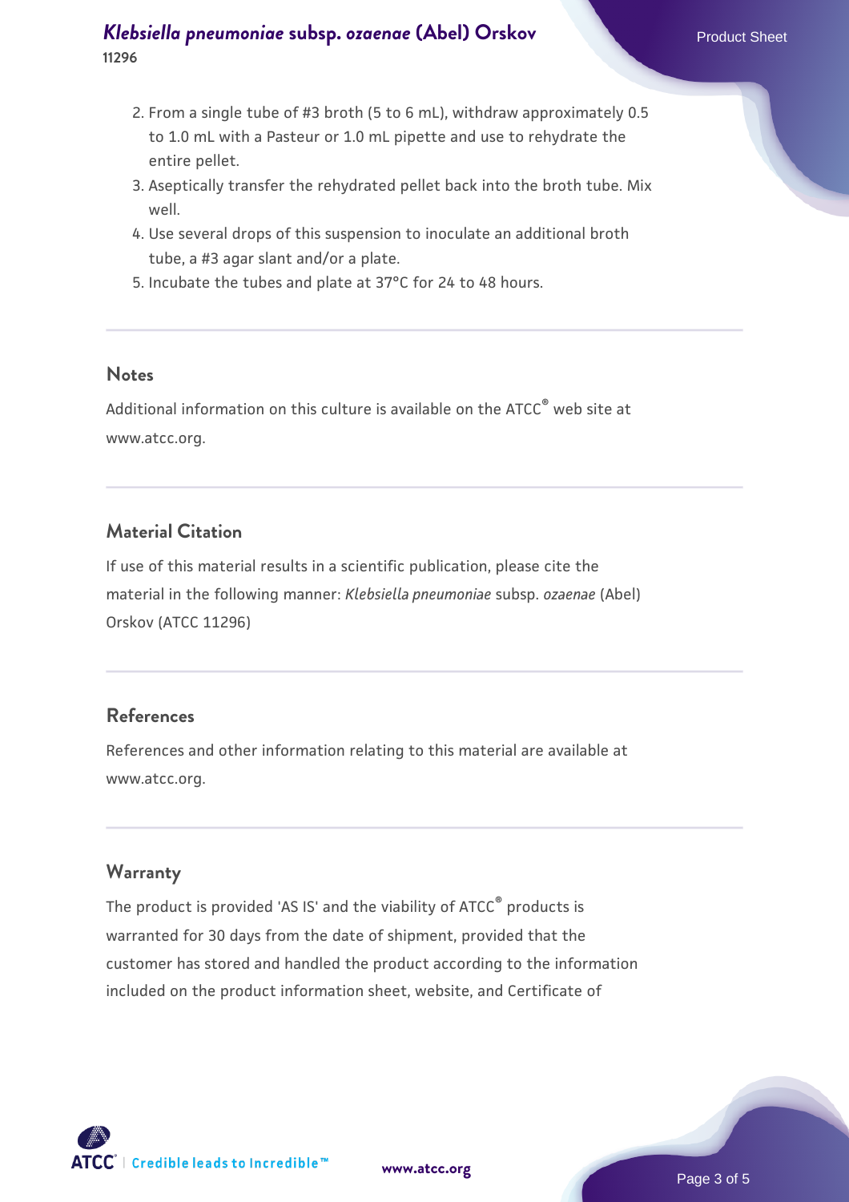2. From a single tube of #3 broth (5 to 6 mL), withdraw approximately 0.5 to 1.0 mL with a Pasteur or 1.0 mL pipette and use to rehydrate the entire pellet.
3. Aseptically transfer the rehydrated pellet back into the broth tube. Mix well.
4. Use several drops of this suspension to inoculate an additional broth tube, a #3 agar slant and/or a plate.
5. Incubate the tubes and plate at 37°C for 24 to 48 hours.

## Notes

Additional information on this culture is available on the ATCC® web site at www.atcc.org.

## Material Citation

If use of this material results in a scientific publication, please cite the material in the following manner: *Klebsiella pneumoniae* subsp. *ozaenae* (Abel) Orskov (ATCC 11296)

## References

References and other information relating to this material are available at www.atcc.org.

## Warranty

The product is provided 'AS IS' and the viability of ATCC® products is warranted for 30 days from the date of shipment, provided that the customer has stored and handled the product according to the information included on the product information sheet, website, and Certificate of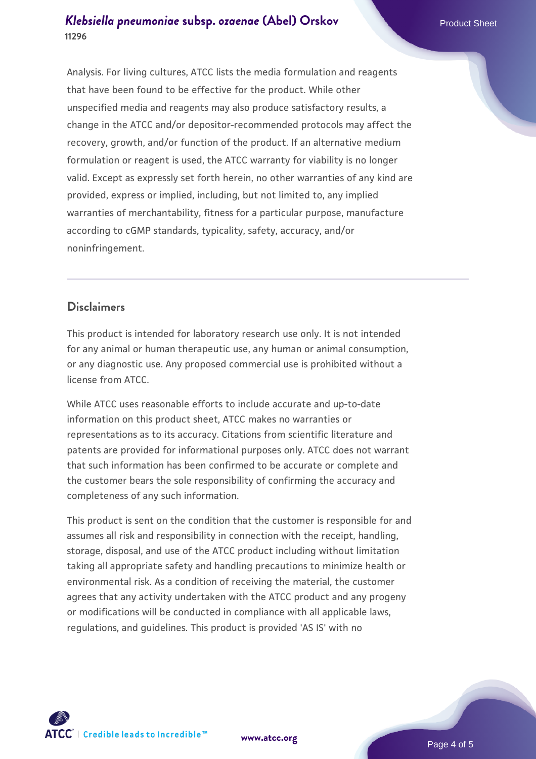Analysis. For living cultures, ATCC lists the media formulation and reagents that have been found to be effective for the product. While other unspecified media and reagents may also produce satisfactory results, a change in the ATCC and/or depositor-recommended protocols may affect the recovery, growth, and/or function of the product. If an alternative medium formulation or reagent is used, the ATCC warranty for viability is no longer valid. Except as expressly set forth herein, no other warranties of any kind are provided, express or implied, including, but not limited to, any implied warranties of merchantability, fitness for a particular purpose, manufacture according to cGMP standards, typicality, safety, accuracy, and/or noninfringement.

## Disclaimers

This product is intended for laboratory research use only. It is not intended for any animal or human therapeutic use, any human or animal consumption, or any diagnostic use. Any proposed commercial use is prohibited without a license from ATCC.

While ATCC uses reasonable efforts to include accurate and up-to-date information on this product sheet, ATCC makes no warranties or representations as to its accuracy. Citations from scientific literature and patents are provided for informational purposes only. ATCC does not warrant that such information has been confirmed to be accurate or complete and the customer bears the sole responsibility of confirming the accuracy and completeness of any such information.

This product is sent on the condition that the customer is responsible for and assumes all risk and responsibility in connection with the receipt, handling, storage, disposal, and use of the ATCC product including without limitation taking all appropriate safety and handling precautions to minimize health or environmental risk. As a condition of receiving the material, the customer agrees that any activity undertaken with the ATCC product and any progeny or modifications will be conducted in compliance with all applicable laws, regulations, and guidelines. This product is provided 'AS IS' with no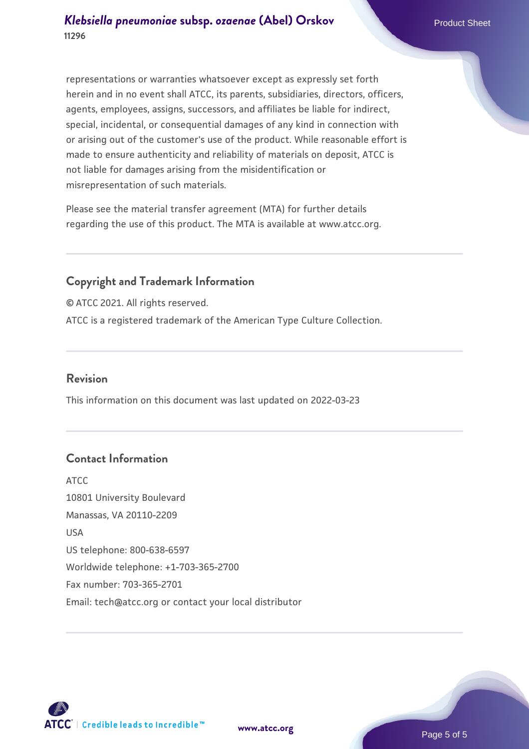representations or warranties whatsoever except as expressly set forth herein and in no event shall ATCC, its parents, subsidiaries, directors, officers, agents, employees, assigns, successors, and affiliates be liable for indirect, special, incidental, or consequential damages of any kind in connection with or arising out of the customer's use of the product. While reasonable effort is made to ensure authenticity and reliability of materials on deposit, ATCC is not liable for damages arising from the misidentification or misrepresentation of such materials.

Please see the material transfer agreement (MTA) for further details regarding the use of this product. The MTA is available at www.atcc.org.

## Copyright and Trademark Information

© ATCC 2021. All rights reserved.

ATCC is a registered trademark of the American Type Culture Collection.

## Revision

This information on this document was last updated on 2022-03-23

## Contact Information

ATCC
10801 University Boulevard
Manassas, VA 20110-2209
USA
US telephone: 800-638-6597
Worldwide telephone: +1-703-365-2700
Fax number: 703-365-2701
Email: tech@atcc.org or contact your local distributor